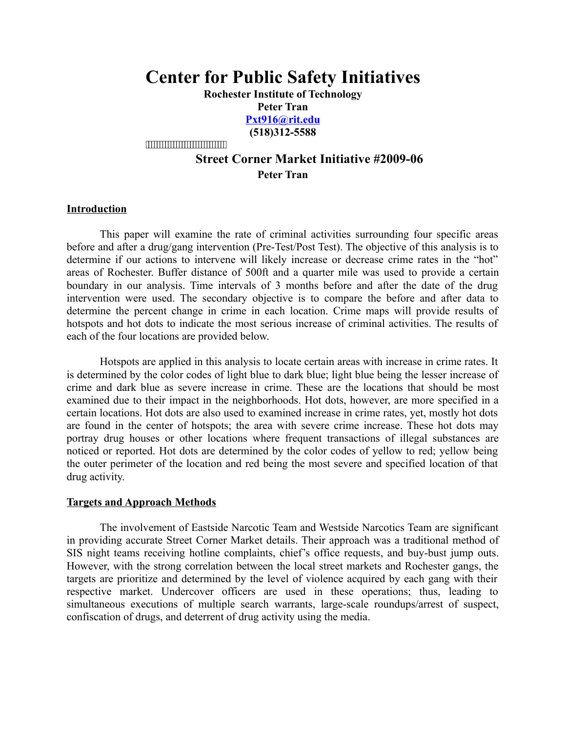# Center for Public Safety Initiatives

**Rochester Institute of Technology**
**Peter Tran**
**Pxt916@rit.edu**
**(518)312-5588**

## Street Corner Market Initiative #2009-06

**Peter Tran**

### Introduction

This paper will examine the rate of criminal activities surrounding four specific areas before and after a drug/gang intervention (Pre-Test/Post Test). The objective of this analysis is to determine if our actions to intervene will likely increase or decrease crime rates in the "hot" areas of Rochester. Buffer distance of 500ft and a quarter mile was used to provide a certain boundary in our analysis. Time intervals of 3 months before and after the date of the drug intervention were used. The secondary objective is to compare the before and after data to determine the percent change in crime in each location. Crime maps will provide results of hotspots and hot dots to indicate the most serious increase of criminal activities. The results of each of the four locations are provided below.

Hotspots are applied in this analysis to locate certain areas with increase in crime rates. It is determined by the color codes of light blue to dark blue; light blue being the lesser increase of crime and dark blue as severe increase in crime. These are the locations that should be most examined due to their impact in the neighborhoods. Hot dots, however, are more specified in a certain locations. Hot dots are also used to examined increase in crime rates, yet, mostly hot dots are found in the center of hotspots; the area with severe crime increase. These hot dots may portray drug houses or other locations where frequent transactions of illegal substances are noticed or reported. Hot dots are determined by the color codes of yellow to red; yellow being the outer perimeter of the location and red being the most severe and specified location of that drug activity.

### Targets and Approach Methods

The involvement of Eastside Narcotic Team and Westside Narcotics Team are significant in providing accurate Street Corner Market details. Their approach was a traditional method of SIS night teams receiving hotline complaints, chief's office requests, and buy-bust jump outs. However, with the strong correlation between the local street markets and Rochester gangs, the targets are prioritize and determined by the level of violence acquired by each gang with their respective market. Undercover officers are used in these operations; thus, leading to simultaneous executions of multiple search warrants, large-scale roundups/arrest of suspect, confiscation of drugs, and deterrent of drug activity using the media.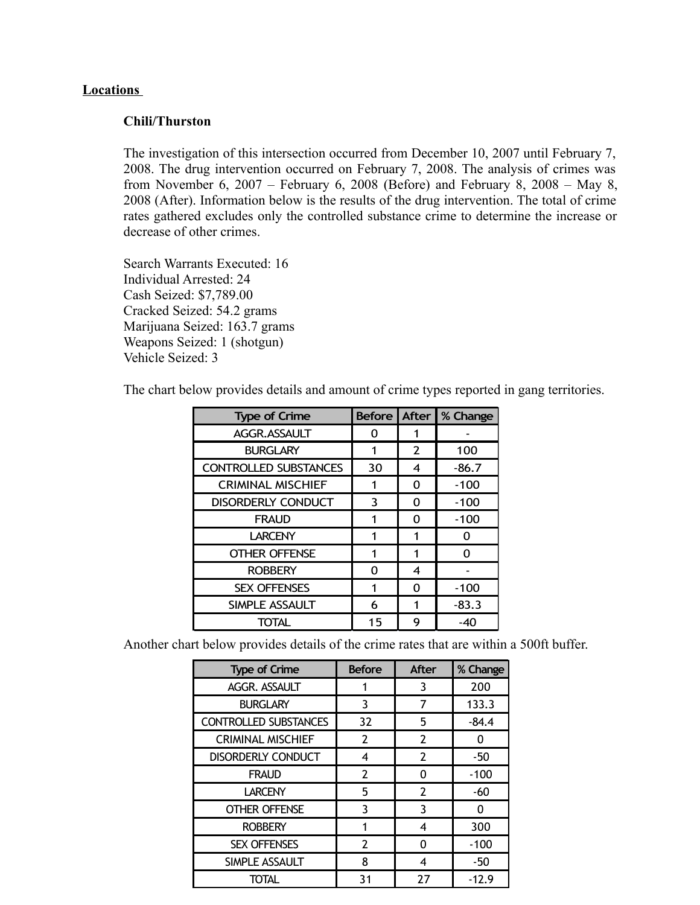**Locations**

**Chili/Thurston**

The investigation of this intersection occurred from December 10, 2007 until February 7, 2008. The drug intervention occurred on February 7, 2008. The analysis of crimes was from November 6, 2007 – February 6, 2008 (Before) and February 8, 2008 – May 8, 2008 (After). Information below is the results of the drug intervention. The total of crime rates gathered excludes only the controlled substance crime to determine the increase or decrease of other crimes.

Search Warrants Executed: 16
Individual Arrested: 24
Cash Seized: $7,789.00
Cracked Seized: 54.2 grams
Marijuana Seized: 163.7 grams
Weapons Seized: 1 (shotgun)
Vehicle Seized: 3

The chart below provides details and amount of crime types reported in gang territories.

| Type of Crime | Before | After | % Change |
|---|---|---|---|
| AGGR.ASSAULT | 0 | 1 | - |
| BURGLARY | 1 | 2 | 100 |
| CONTROLLED SUBSTANCES | 30 | 4 | -86.7 |
| CRIMINAL MISCHIEF | 1 | 0 | -100 |
| DISORDERLY CONDUCT | 3 | 0 | -100 |
| FRAUD | 1 | 0 | -100 |
| LARCENY | 1 | 1 | 0 |
| OTHER OFFENSE | 1 | 1 | 0 |
| ROBBERY | 0 | 4 | - |
| SEX OFFENSES | 1 | 0 | -100 |
| SIMPLE ASSAULT | 6 | 1 | -83.3 |
| TOTAL | 15 | 9 | -40 |

Another chart below provides details of the crime rates that are within a 500ft buffer.

| Type of Crime | Before | After | % Change |
|---|---|---|---|
| AGGR. ASSAULT | 1 | 3 | 200 |
| BURGLARY | 3 | 7 | 133.3 |
| CONTROLLED SUBSTANCES | 32 | 5 | -84.4 |
| CRIMINAL MISCHIEF | 2 | 2 | 0 |
| DISORDERLY CONDUCT | 4 | 2 | -50 |
| FRAUD | 2 | 0 | -100 |
| LARCENY | 5 | 2 | -60 |
| OTHER OFFENSE | 3 | 3 | 0 |
| ROBBERY | 1 | 4 | 300 |
| SEX OFFENSES | 2 | 0 | -100 |
| SIMPLE ASSAULT | 8 | 4 | -50 |
| TOTAL | 31 | 27 | -12.9 |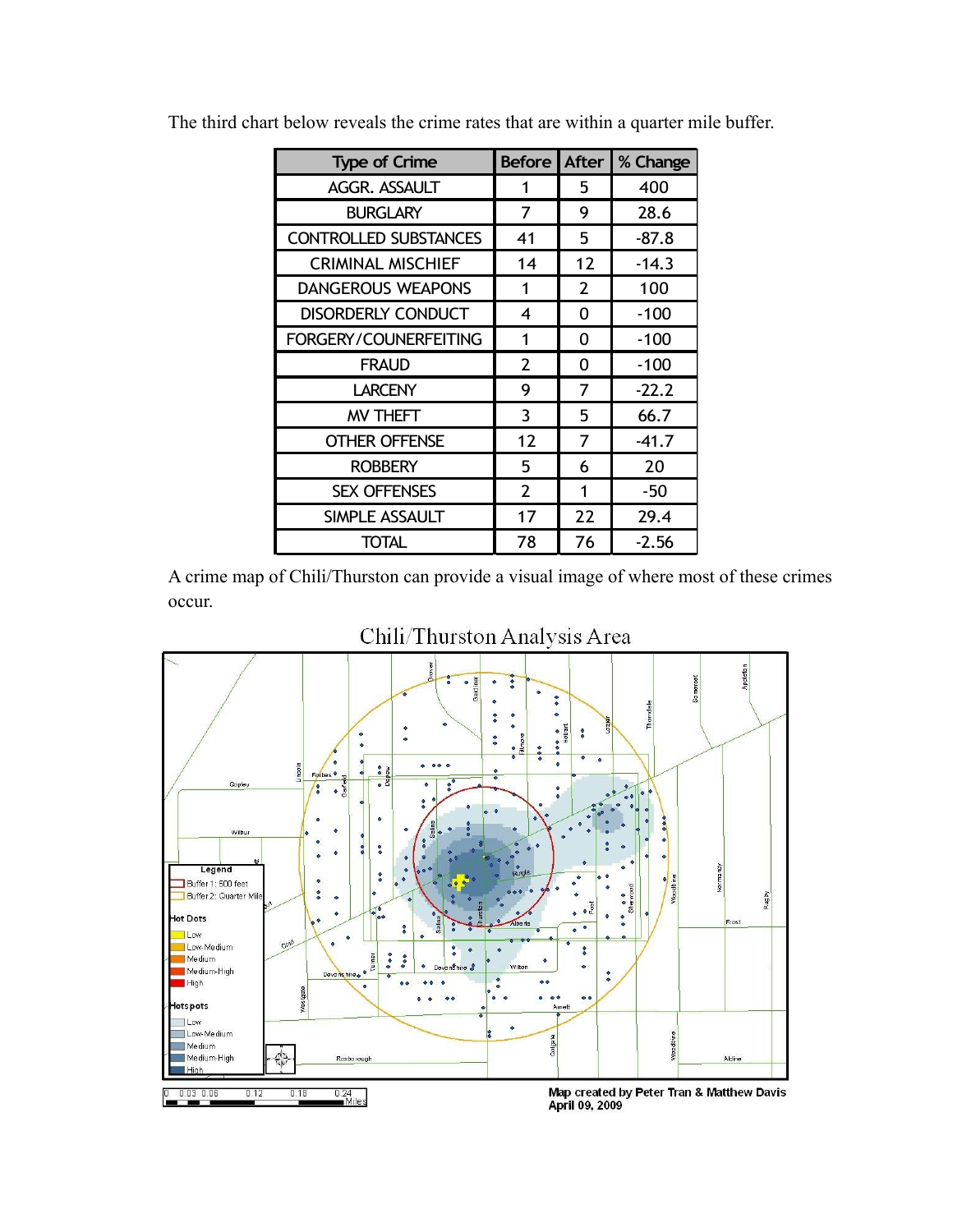The third chart below reveals the crime rates that are within a quarter mile buffer.

| Type of Crime | Before | After | % Change |
|---|---|---|---|
| AGGR. ASSAULT | 1 | 5 | 400 |
| BURGLARY | 7 | 9 | 28.6 |
| CONTROLLED SUBSTANCES | 41 | 5 | -87.8 |
| CRIMINAL MISCHIEF | 14 | 12 | -14.3 |
| DANGEROUS WEAPONS | 1 | 2 | 100 |
| DISORDERLY CONDUCT | 4 | 0 | -100 |
| FORGERY/COUNERFEITING | 1 | 0 | -100 |
| FRAUD | 2 | 0 | -100 |
| LARCENY | 9 | 7 | -22.2 |
| MV THEFT | 3 | 5 | 66.7 |
| OTHER OFFENSE | 12 | 7 | -41.7 |
| ROBBERY | 5 | 6 | 20 |
| SEX OFFENSES | 2 | 1 | -50 |
| SIMPLE ASSAULT | 17 | 22 | 29.4 |
| TOTAL | 78 | 76 | -2.56 |

A crime map of Chili/Thurston can provide a visual image of where most of these crimes occur.

Chili/Thurston Analysis Area

Legend

Buffer 1: 500 feet

Buffer 2: Quarter Mile

Hot Dots

Low

Low-Medium

Medium

Medium-High

High

Hotspots

Low

Low-Medium

Medium

Medium-High

High

0 0.03 0.06 0.12 0.18 0.24 Miles

Map created by Peter Tran & Matthew Davis
April 09, 2009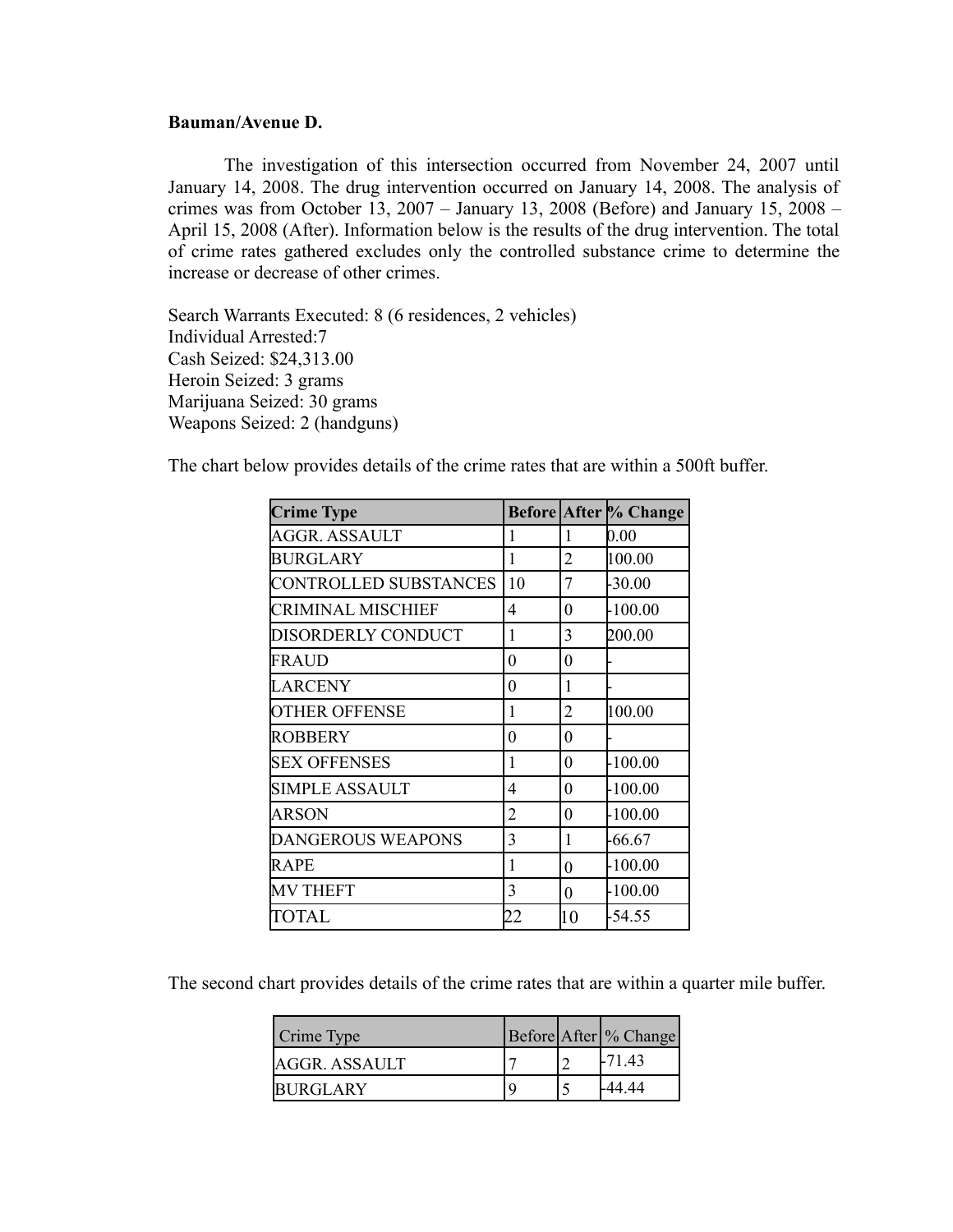**Bauman/Avenue D.**

The investigation of this intersection occurred from November 24, 2007 until January 14, 2008. The drug intervention occurred on January 14, 2008. The analysis of crimes was from October 13, 2007 – January 13, 2008 (Before) and January 15, 2008 – April 15, 2008 (After). Information below is the results of the drug intervention. The total of crime rates gathered excludes only the controlled substance crime to determine the increase or decrease of other crimes.

Search Warrants Executed: 8 (6 residences, 2 vehicles)
Individual Arrested:7
Cash Seized: $24,313.00
Heroin Seized: 3 grams
Marijuana Seized: 30 grams
Weapons Seized: 2 (handguns)

The chart below provides details of the crime rates that are within a 500ft buffer.

| Crime Type | Before | After | % Change |
|---|---|---|---|
| AGGR. ASSAULT | 1 | 1 | 0.00 |
| BURGLARY | 1 | 2 | 100.00 |
| CONTROLLED SUBSTANCES | 10 | 7 | -30.00 |
| CRIMINAL MISCHIEF | 4 | 0 | -100.00 |
| DISORDERLY CONDUCT | 1 | 3 | 200.00 |
| FRAUD | 0 | 0 | - |
| LARCENY | 0 | 1 | - |
| OTHER OFFENSE | 1 | 2 | 100.00 |
| ROBBERY | 0 | 0 | - |
| SEX OFFENSES | 1 | 0 | -100.00 |
| SIMPLE ASSAULT | 4 | 0 | -100.00 |
| ARSON | 2 | 0 | -100.00 |
| DANGEROUS WEAPONS | 3 | 1 | -66.67 |
| RAPE | 1 | 0 | -100.00 |
| MV THEFT | 3 | 0 | -100.00 |
| TOTAL | 22 | 10 | -54.55 |

The second chart provides details of the crime rates that are within a quarter mile buffer.

| Crime Type | Before | After | % Change |
|---|---|---|---|
| AGGR. ASSAULT | 7 | 2 | -71.43 |
| BURGLARY | 9 | 5 | -44.44 |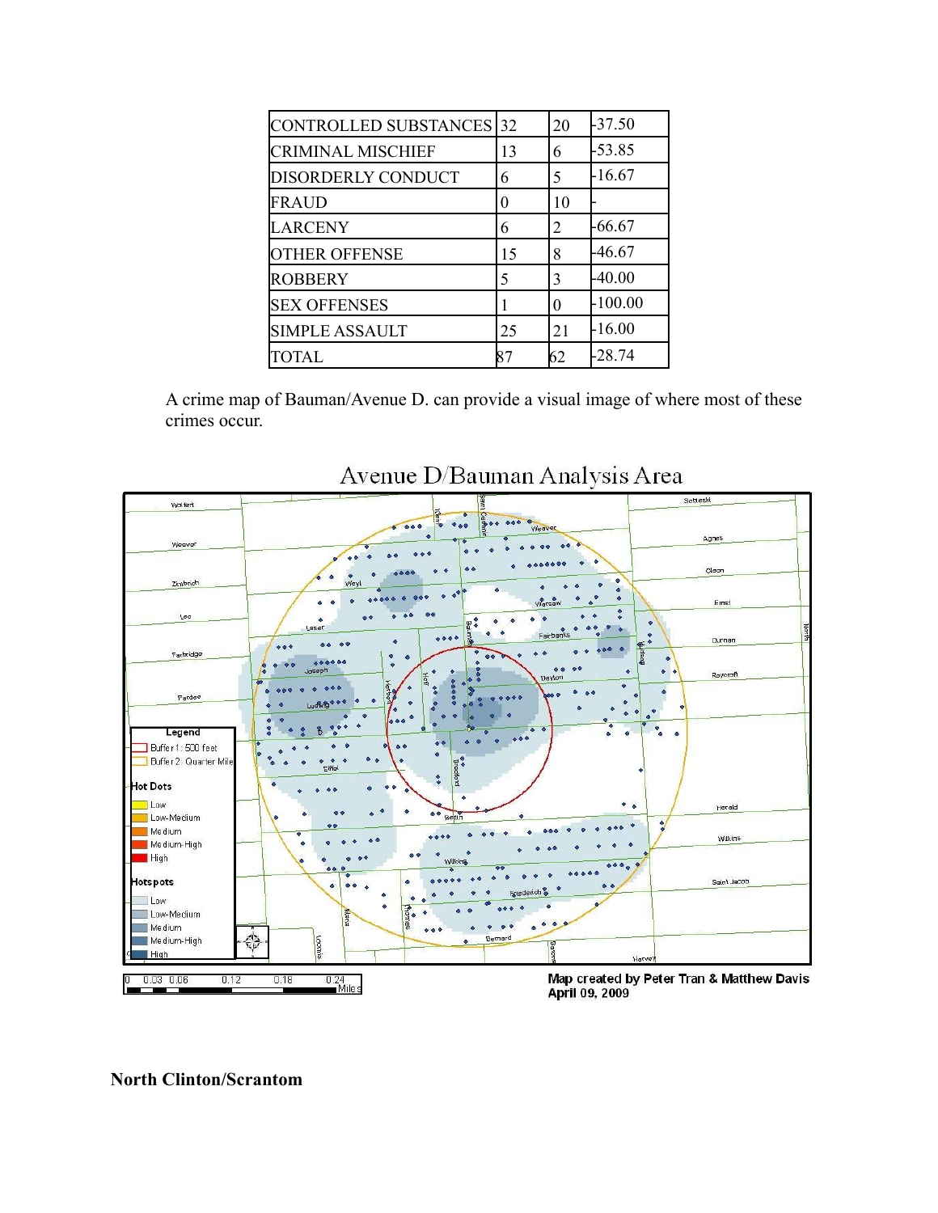| | | | |
|---|---|---|---|
| CONTROLLED SUBSTANCES | 32 | 20 | -37.50 |
| CRIMINAL MISCHIEF | 13 | 6 | -53.85 |
| DISORDERLY CONDUCT | 6 | 5 | -16.67 |
| FRAUD | 0 | 10 | - |
| LARCENY | 6 | 2 | -66.67 |
| OTHER OFFENSE | 15 | 8 | -46.67 |
| ROBBERY | 5 | 3 | -40.00 |
| SEX OFFENSES | 1 | 0 | -100.00 |
| SIMPLE ASSAULT | 25 | 21 | -16.00 |
| TOTAL | 87 | 62 | -28.74 |

A crime map of Bauman/Avenue D. can provide a visual image of where most of these crimes occur.

Avenue D/Bauman Analysis Area

Legend
Buffer 1: 500 feet
Buffer 2: Quarter Mile

Hot Dots
Low
Low-Medium
Medium
Medium-High
High

Hotspots
Low
Low-Medium
Medium
Medium-High
High

0 0.03 0.06 0.12 0.18 0.24 Miles

Map created by Peter Tran & Matthew Davis
April 09, 2009

**North Clinton/Scrantom**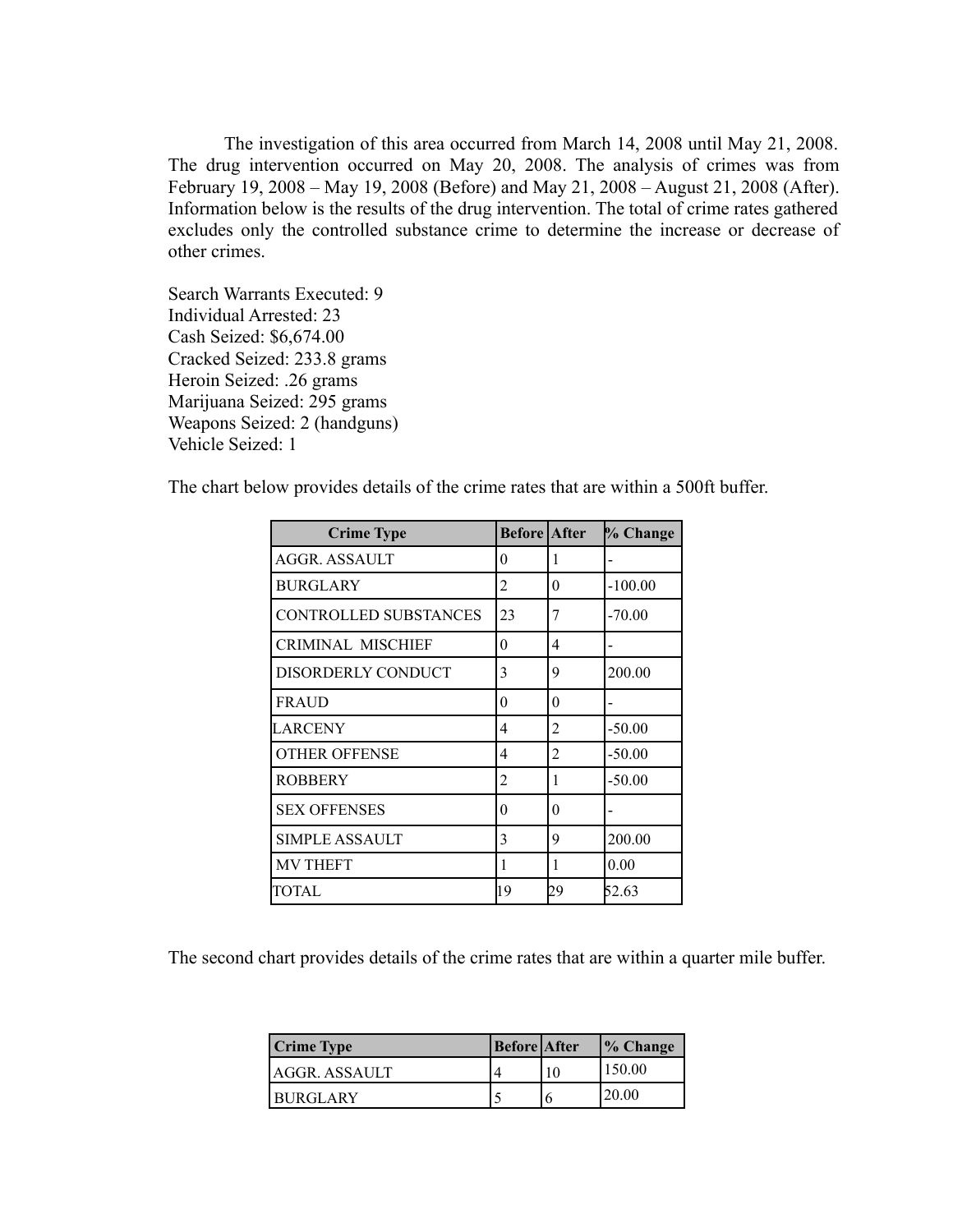The investigation of this area occurred from March 14, 2008 until May 21, 2008. The drug intervention occurred on May 20, 2008. The analysis of crimes was from February 19, 2008 – May 19, 2008 (Before) and May 21, 2008 – August 21, 2008 (After). Information below is the results of the drug intervention. The total of crime rates gathered excludes only the controlled substance crime to determine the increase or decrease of other crimes.

Search Warrants Executed: 9
Individual Arrested: 23
Cash Seized: $6,674.00
Cracked Seized: 233.8 grams
Heroin Seized: .26 grams
Marijuana Seized: 295 grams
Weapons Seized: 2 (handguns)
Vehicle Seized: 1

The chart below provides details of the crime rates that are within a 500ft buffer.

| Crime Type | Before | After | % Change |
|---|---|---|---|
| AGGR. ASSAULT | 0 | 1 | - |
| BURGLARY | 2 | 0 | -100.00 |
| CONTROLLED SUBSTANCES | 23 | 7 | -70.00 |
| CRIMINAL MISCHIEF | 0 | 4 | - |
| DISORDERLY CONDUCT | 3 | 9 | 200.00 |
| FRAUD | 0 | 0 | - |
| LARCENY | 4 | 2 | -50.00 |
| OTHER OFFENSE | 4 | 2 | -50.00 |
| ROBBERY | 2 | 1 | -50.00 |
| SEX OFFENSES | 0 | 0 | - |
| SIMPLE ASSAULT | 3 | 9 | 200.00 |
| MV THEFT | 1 | 1 | 0.00 |
| TOTAL | 19 | 29 | 52.63 |

The second chart provides details of the crime rates that are within a quarter mile buffer.

| Crime Type | Before | After | % Change |
|---|---|---|---|
| AGGR. ASSAULT | 4 | 10 | 150.00 |
| BURGLARY | 5 | 6 | 20.00 |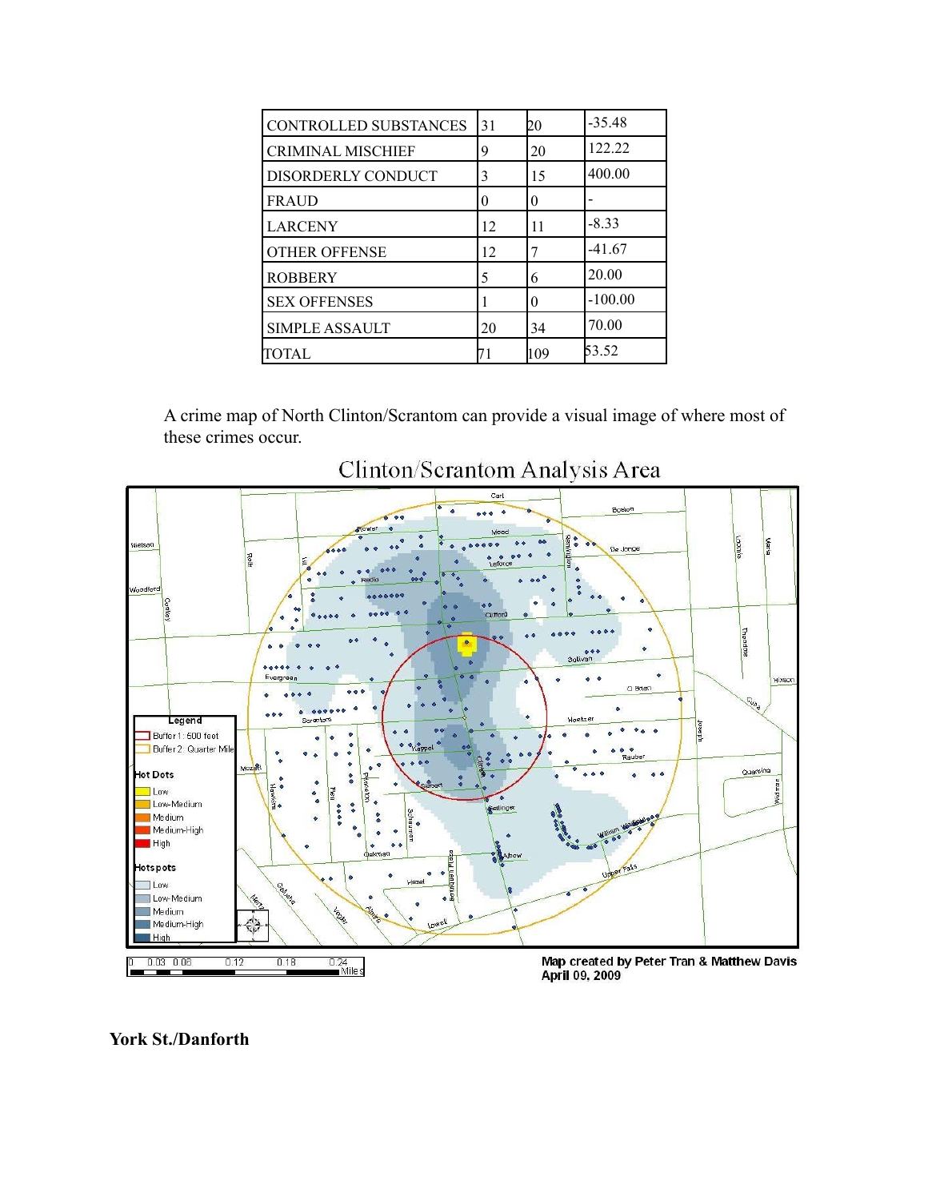| | | | |
|---|---|---|---|
| CONTROLLED SUBSTANCES | 31 | 20 | -35.48 |
| CRIMINAL MISCHIEF | 9 | 20 | 122.22 |
| DISORDERLY CONDUCT | 3 | 15 | 400.00 |
| FRAUD | 0 | 0 | - |
| LARCENY | 12 | 11 | -8.33 |
| OTHER OFFENSE | 12 | 7 | -41.67 |
| ROBBERY | 5 | 6 | 20.00 |
| SEX OFFENSES | 1 | 0 | -100.00 |
| SIMPLE ASSAULT | 20 | 34 | 70.00 |
| TOTAL | 71 | 109 | 53.52 |

A crime map of North Clinton/Scrantom can provide a visual image of where most of these crimes occur.

Clinton/Scrantom Analysis Area

Legend
Buffer 1: 500 feet
Buffer 2: Quarter Mile
Hot Dots
Low
Low-Medium
Medium
Medium-High
High
Hotspots
Low
Low-Medium
Medium
Medium-High
High

0 0.03 0.06 0.12 0.18 0.24 Miles

Map created by Peter Tran & Matthew Davis
April 09, 2009

**York St./Danforth**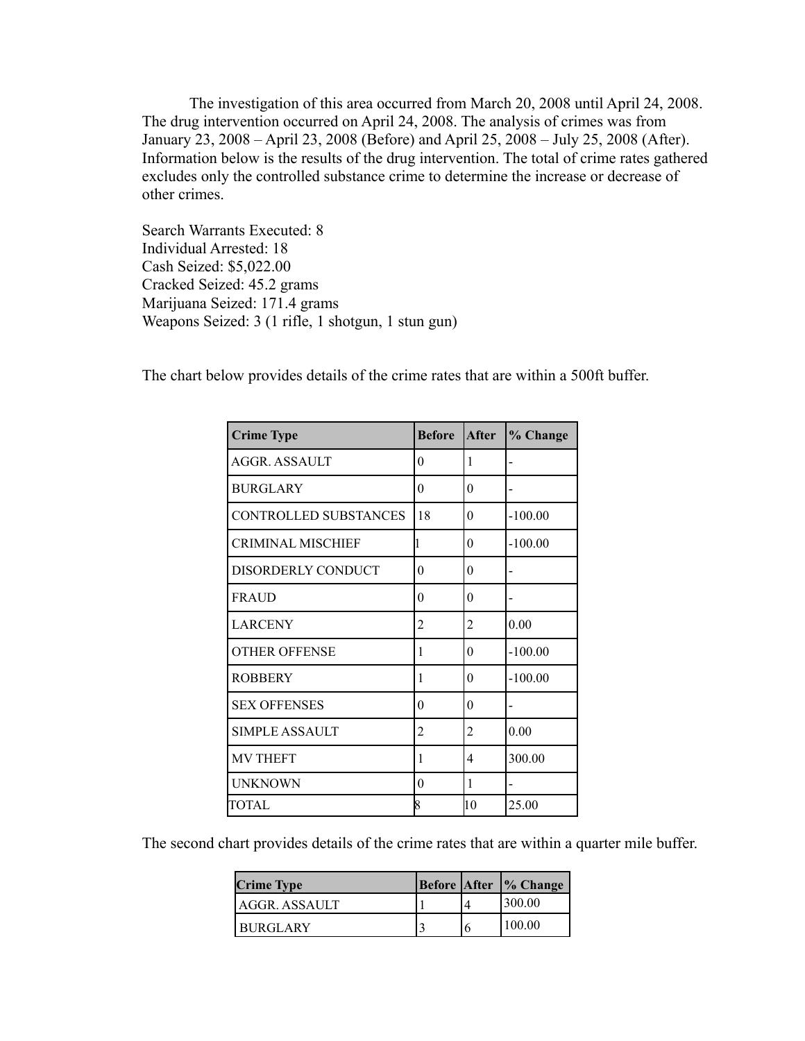The investigation of this area occurred from March 20, 2008 until April 24, 2008. The drug intervention occurred on April 24, 2008. The analysis of crimes was from January 23, 2008 – April 23, 2008 (Before) and April 25, 2008 – July 25, 2008 (After). Information below is the results of the drug intervention. The total of crime rates gathered excludes only the controlled substance crime to determine the increase or decrease of other crimes.

Search Warrants Executed: 8
Individual Arrested: 18
Cash Seized: $5,022.00
Cracked Seized: 45.2 grams
Marijuana Seized: 171.4 grams
Weapons Seized: 3 (1 rifle, 1 shotgun, 1 stun gun)

The chart below provides details of the crime rates that are within a 500ft buffer.

| Crime Type | Before | After | % Change |
|---|---|---|---|
| AGGR. ASSAULT | 0 | 1 | - |
| BURGLARY | 0 | 0 | - |
| CONTROLLED SUBSTANCES | 18 | 0 | -100.00 |
| CRIMINAL MISCHIEF | 1 | 0 | -100.00 |
| DISORDERLY CONDUCT | 0 | 0 | - |
| FRAUD | 0 | 0 | - |
| LARCENY | 2 | 2 | 0.00 |
| OTHER OFFENSE | 1 | 0 | -100.00 |
| ROBBERY | 1 | 0 | -100.00 |
| SEX OFFENSES | 0 | 0 | - |
| SIMPLE ASSAULT | 2 | 2 | 0.00 |
| MV THEFT | 1 | 4 | 300.00 |
| UNKNOWN | 0 | 1 | - |
| TOTAL | 8 | 10 | 25.00 |

The second chart provides details of the crime rates that are within a quarter mile buffer.

| Crime Type | Before | After | % Change |
|---|---|---|---|
| AGGR. ASSAULT | 1 | 4 | 300.00 |
| BURGLARY | 3 | 6 | 100.00 |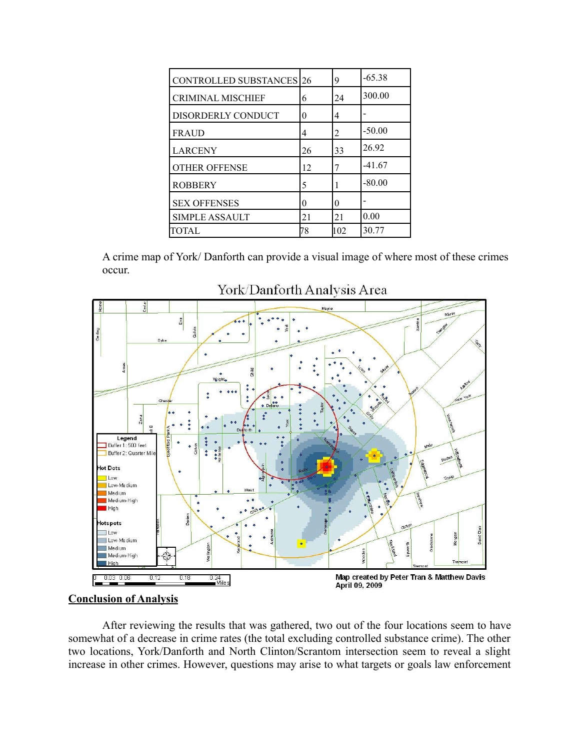| | | | |
|---|---|---|---|
| CONTROLLED SUBSTANCES | 26 | 9 | -65.38 |
| CRIMINAL MISCHIEF | 6 | 24 | 300.00 |
| DISORDERLY CONDUCT | 0 | 4 | - |
| FRAUD | 4 | 2 | -50.00 |
| LARCENY | 26 | 33 | 26.92 |
| OTHER OFFENSE | 12 | 7 | -41.67 |
| ROBBERY | 5 | 1 | -80.00 |
| SEX OFFENSES | 0 | 0 | - |
| SIMPLE ASSAULT | 21 | 21 | 0.00 |
| TOTAL | 78 | 102 | 30.77 |

A crime map of York/ Danforth can provide a visual image of where most of these crimes occur.

York/Danforth Analysis Area

Legend
Buffer 1: 500 feet
Buffer 2: Quarter Mile

Hot Dots
Low
Low-Medium
Medium
Medium-High
High

Hotspots
Low
Low-Medium
Medium
Medium-High
High

0 0.03 0.06 0.12 0.18 0.24 Miles

Map created by Peter Tran & Matthew Davis
April 09, 2009

## Conclusion of Analysis

After reviewing the results that was gathered, two out of the four locations seem to have somewhat of a decrease in crime rates (the total excluding controlled substance crime). The other two locations, York/Danforth and North Clinton/Scrantom intersection seem to reveal a slight increase in other crimes. However, questions may arise to what targets or goals law enforcement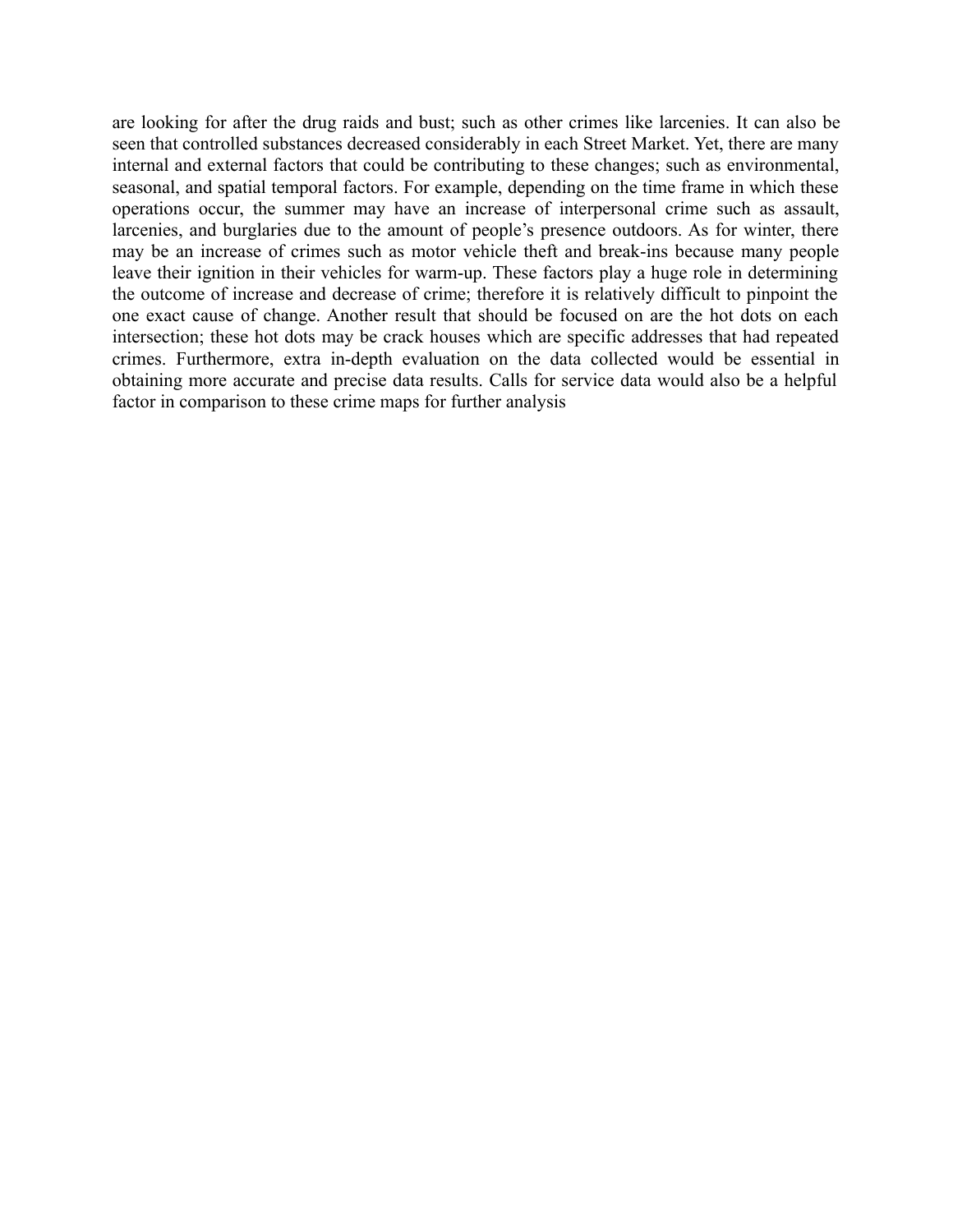are looking for after the drug raids and bust; such as other crimes like larcenies. It can also be seen that controlled substances decreased considerably in each Street Market. Yet, there are many internal and external factors that could be contributing to these changes; such as environmental, seasonal, and spatial temporal factors. For example, depending on the time frame in which these operations occur, the summer may have an increase of interpersonal crime such as assault, larcenies, and burglaries due to the amount of people's presence outdoors. As for winter, there may be an increase of crimes such as motor vehicle theft and break-ins because many people leave their ignition in their vehicles for warm-up. These factors play a huge role in determining the outcome of increase and decrease of crime; therefore it is relatively difficult to pinpoint the one exact cause of change. Another result that should be focused on are the hot dots on each intersection; these hot dots may be crack houses which are specific addresses that had repeated crimes. Furthermore, extra in-depth evaluation on the data collected would be essential in obtaining more accurate and precise data results. Calls for service data would also be a helpful factor in comparison to these crime maps for further analysis